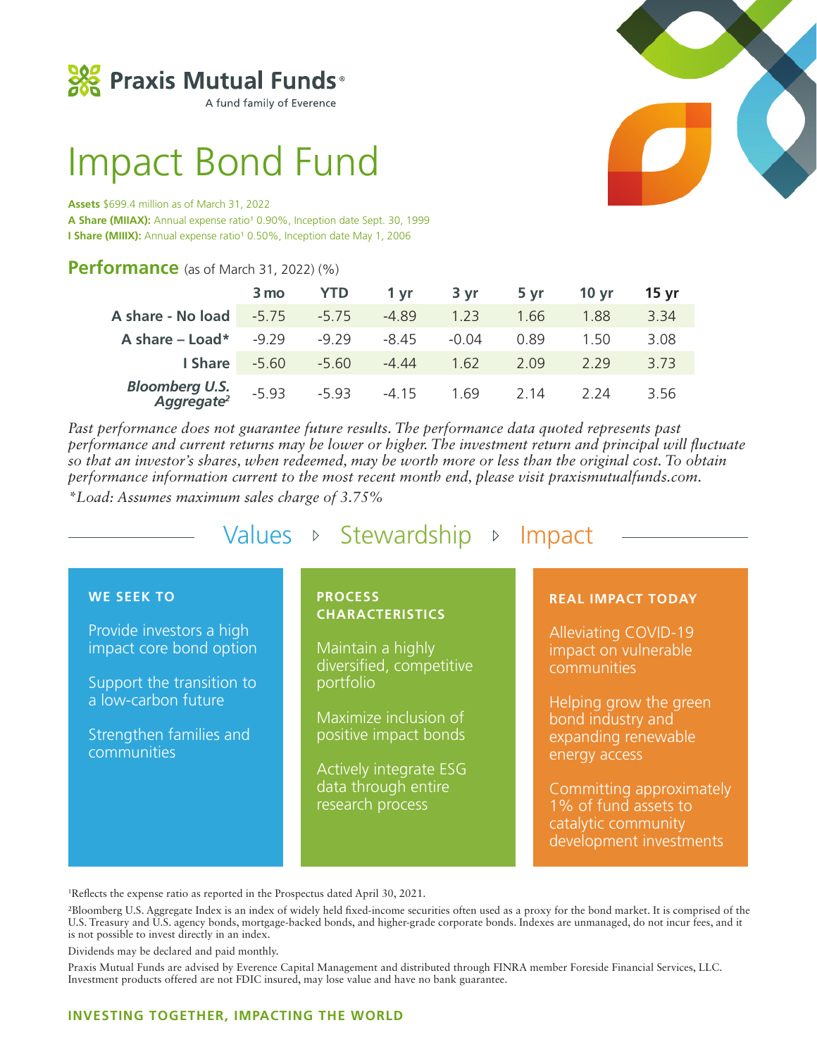Praxis Mutual Funds®

A fund family of Everence

# Impact Bond Fund

**Assets** $699.4 million as of March 31, 2022

**A Share (MIIAX):** Annual expense ratio[1] 0.90%, Inception date Sept. 30, 1999

**I Share (MIIIX):** Annual expense ratio[1] 0.50%, Inception date May 1, 2006

## Performance (as of March 31, 2022) (%)

| | 3 mo | YTD | 1 yr | 3 yr | 5 yr | 10 yr | 15 yr |
|---|---|---|---|---|---|---|---|
| **A share - No load** | -5.75 | -5.75 | -4.89 | 1.23 | 1.66 | 1.88 | 3.34 |
| **A share – Load*** | -9.29 | -9.29 | -8.45 | -0.04 | 0.89 | 1.50 | 3.08 |
| **I Share** | -5.60 | -5.60 | -4.44 | 1.62 | 2.09 | 2.29 | 3.73 |
| ***Bloomberg U.S. Aggregate***[2] | -5.93 | -5.93 | -4.15 | 1.69 | 2.14 | 2.24 | 3.56 |

*Past performance does not guarantee future results. The performance data quoted represents past performance and current returns may be lower or higher. The investment return and principal will fluctuate so that an investor's shares, when redeemed, may be worth more or less than the original cost. To obtain performance information current to the most recent month end, please visit praxismutualfunds.com.*

*\*Load: Assumes maximum sales charge of 3.75%*

## Values ▹ Stewardship ▹ Impact

### WE SEEK TO

- Provide investors a high impact core bond option
- Support the transition to a low-carbon future
- Strengthen families and communities

### PROCESS CHARACTERISTICS

- Maintain a highly diversified, competitive portfolio
- Maximize inclusion of positive impact bonds
- Actively integrate ESG data through entire research process

### REAL IMPACT TODAY

- Alleviating COVID-19 impact on vulnerable communities
- Helping grow the green bond industry and expanding renewable energy access
- Committing approximately 1% of fund assets to catalytic community development investments

[1]Reflects the expense ratio as reported in the Prospectus dated April 30, 2021.

[2]Bloomberg U.S. Aggregate Index is an index of widely held fixed-income securities often used as a proxy for the bond market. It is comprised of the U.S. Treasury and U.S. agency bonds, mortgage-backed bonds, and higher-grade corporate bonds. Indexes are unmanaged, do not incur fees, and it is not possible to invest directly in an index.

Dividends may be declared and paid monthly.

Praxis Mutual Funds are advised by Everence Capital Management and distributed through FINRA member Foreside Financial Services, LLC. Investment products offered are not FDIC insured, may lose value and have no bank guarantee.

**INVESTING TOGETHER, IMPACTING THE WORLD**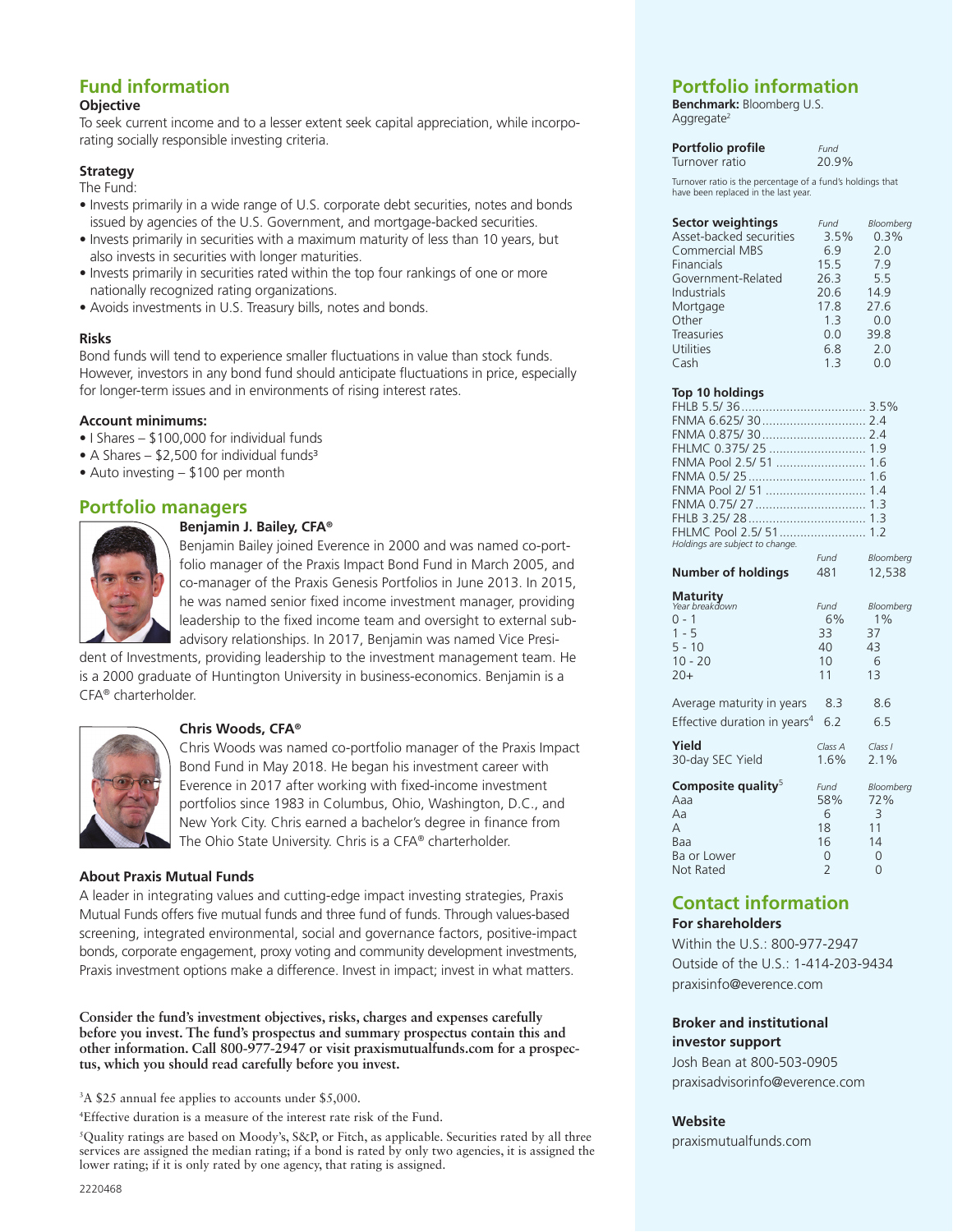## Fund information

### Objective

To seek current income and to a lesser extent seek capital appreciation, while incorporating socially responsible investing criteria.

### Strategy

The Fund:

- Invests primarily in a wide range of U.S. corporate debt securities, notes and bonds issued by agencies of the U.S. Government, and mortgage-backed securities.
- Invests primarily in securities with a maximum maturity of less than 10 years, but also invests in securities with longer maturities.
- Invests primarily in securities rated within the top four rankings of one or more nationally recognized rating organizations.
- Avoids investments in U.S. Treasury bills, notes and bonds.

### Risks

Bond funds will tend to experience smaller fluctuations in value than stock funds. However, investors in any bond fund should anticipate fluctuations in price, especially for longer-term issues and in environments of rising interest rates.

### Account minimums:

- I Shares – $100,000 for individual funds
- A Shares – $2,500 for individual funds[3]
- Auto investing – $100 per month

## Portfolio managers

**Benjamin J. Bailey, CFA®**

Benjamin Bailey joined Everence in 2000 and was named co-portfolio manager of the Praxis Impact Bond Fund in March 2005, and co-manager of the Praxis Genesis Portfolios in June 2013. In 2015, he was named senior fixed income investment manager, providing leadership to the fixed income team and oversight to external sub-advisory relationships. In 2017, Benjamin was named Vice President of Investments, providing leadership to the investment management team. He is a 2000 graduate of Huntington University in business-economics. Benjamin is a CFA® charterholder.

**Chris Woods, CFA®**

Chris Woods was named co-portfolio manager of the Praxis Impact Bond Fund in May 2018. He began his investment career with Everence in 2017 after working with fixed-income investment portfolios since 1983 in Columbus, Ohio, Washington, D.C., and New York City. Chris earned a bachelor's degree in finance from The Ohio State University. Chris is a CFA® charterholder.

### About Praxis Mutual Funds

A leader in integrating values and cutting-edge impact investing strategies, Praxis Mutual Funds offers five mutual funds and three fund of funds. Through values-based screening, integrated environmental, social and governance factors, positive-impact bonds, corporate engagement, proxy voting and community development investments, Praxis investment options make a difference. Invest in impact; invest in what matters.

**Consider the fund's investment objectives, risks, charges and expenses carefully before you invest. The fund's prospectus and summary prospectus contain this and other information. Call 800-977-2947 or visit praxismutualfunds.com for a prospectus, which you should read carefully before you invest.**

[3]A $25 annual fee applies to accounts under $5,000.

[4]Effective duration is a measure of the interest rate risk of the Fund.

[5]Quality ratings are based on Moody's, S&P, or Fitch, as applicable. Securities rated by all three services are assigned the median rating; if a bond is rated by only two agencies, it is assigned the lower rating; if it is only rated by one agency, that rating is assigned.

2220468

## Portfolio information

**Benchmark:** Bloomberg U.S. Aggregate[2]

| Portfolio profile | Fund |
|---|---|
| Turnover ratio | 20.9% |

Turnover ratio is the percentage of a fund's holdings that have been replaced in the last year.

| Sector weightings | Fund | Bloomberg |
|---|---|---|
| Asset-backed securities | 3.5% | 0.3% |
| Commercial MBS | 6.9 | 2.0 |
| Financials | 15.5 | 7.9 |
| Government-Related | 26.3 | 5.5 |
| Industrials | 20.6 | 14.9 |
| Mortgage | 17.8 | 27.6 |
| Other | 1.3 | 0.0 |
| Treasuries | 0.0 | 39.8 |
| Utilities | 6.8 | 2.0 |
| Cash | 1.3 | 0.0 |

| Top 10 holdings | |
|---|---|
| FHLB 5.5/ 36 | 3.5% |
| FNMA 6.625/ 30 | 2.4 |
| FNMA 0.875/ 30 | 2.4 |
| FHLMC 0.375/ 25 | 1.9 |
| FNMA Pool 2.5/ 51 | 1.6 |
| FNMA 0.5/ 25 | 1.6 |
| FNMA Pool 2/ 51 | 1.4 |
| FNMA 0.75/ 27 | 1.3 |
| FHLB 3.25/ 28 | 1.3 |
| FHLMC Pool 2.5/ 51 | 1.2 |

*Holdings are subject to change.*

| | Fund | Bloomberg |
|---|---|---|
| Number of holdings | 481 | 12,538 |

| Maturity *Year breakdown* | Fund | Bloomberg |
|---|---|---|
| 0 - 1 | 6% | 1% |
| 1 - 5 | 33 | 37 |
| 5 - 10 | 40 | 43 |
| 10 - 20 | 10 | 6 |
| 20+ | 11 | 13 |
| Average maturity in years | 8.3 | 8.6 |
| Effective duration in years[4] | 6.2 | 6.5 |

| Yield | Class A | Class I |
|---|---|---|
| 30-day SEC Yield | 1.6% | 2.1% |

| Composite quality[5] | Fund | Bloomberg |
|---|---|---|
| Aaa | 58% | 72% |
| Aa | 6 | 3 |
| A | 18 | 11 |
| Baa | 16 | 14 |
| Ba or Lower | 0 | 0 |
| Not Rated | 2 | 0 |

## Contact information

**For shareholders**

Within the U.S.: 800-977-2947
Outside of the U.S.: 1-414-203-9434
praxisinfo@everence.com

**Broker and institutional investor support**

Josh Bean at 800-503-0905
praxisadvisorinfo@everence.com

**Website**

praxismutualfunds.com